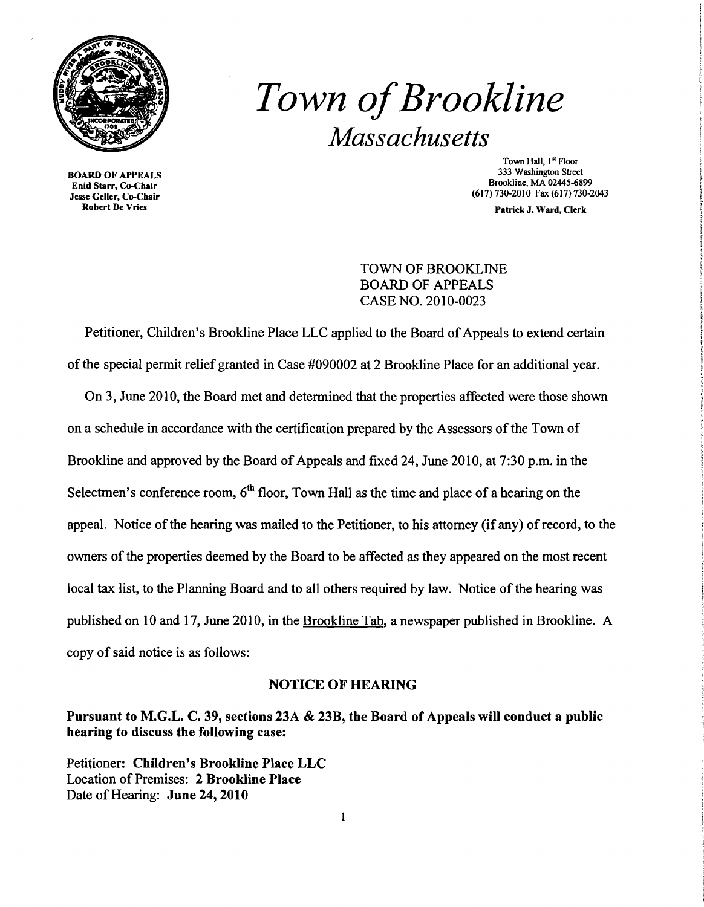# *Town of Brookline*

## *Massachusetts*

**BOARD OF APPEALS**
**Enid Starr, Co-Chair**
**Jesse Geller, Co-Chair**
**Robert De Vries**

Town Hall, 1st Floor
333 Washington Street
Brookline, MA 02445-6899
(617) 730-2010 Fax (617) 730-2043

**Patrick J. Ward, Clerk**

TOWN OF BROOKLINE
BOARD OF APPEALS
CASE NO. 2010-0023

Petitioner, Children's Brookline Place LLC applied to the Board of Appeals to extend certain of the special permit relief granted in Case #090002 at 2 Brookline Place for an additional year.

On 3, June 2010, the Board met and determined that the properties affected were those shown on a schedule in accordance with the certification prepared by the Assessors of the Town of Brookline and approved by the Board of Appeals and fixed 24, June 2010, at 7:30 p.m. in the Selectmen's conference room, 6th floor, Town Hall as the time and place of a hearing on the appeal. Notice of the hearing was mailed to the Petitioner, to his attorney (if any) of record, to the owners of the properties deemed by the Board to be affected as they appeared on the most recent local tax list, to the Planning Board and to all others required by law. Notice of the hearing was published on 10 and 17, June 2010, in the Brookline Tab, a newspaper published in Brookline. A copy of said notice is as follows:

### NOTICE OF HEARING

**Pursuant to M.G.L. C. 39, sections 23A & 23B, the Board of Appeals will conduct a public hearing to discuss the following case:**

Petitioner: **Children's Brookline Place LLC**
Location of Premises: **2 Brookline Place**
Date of Hearing: **June 24, 2010**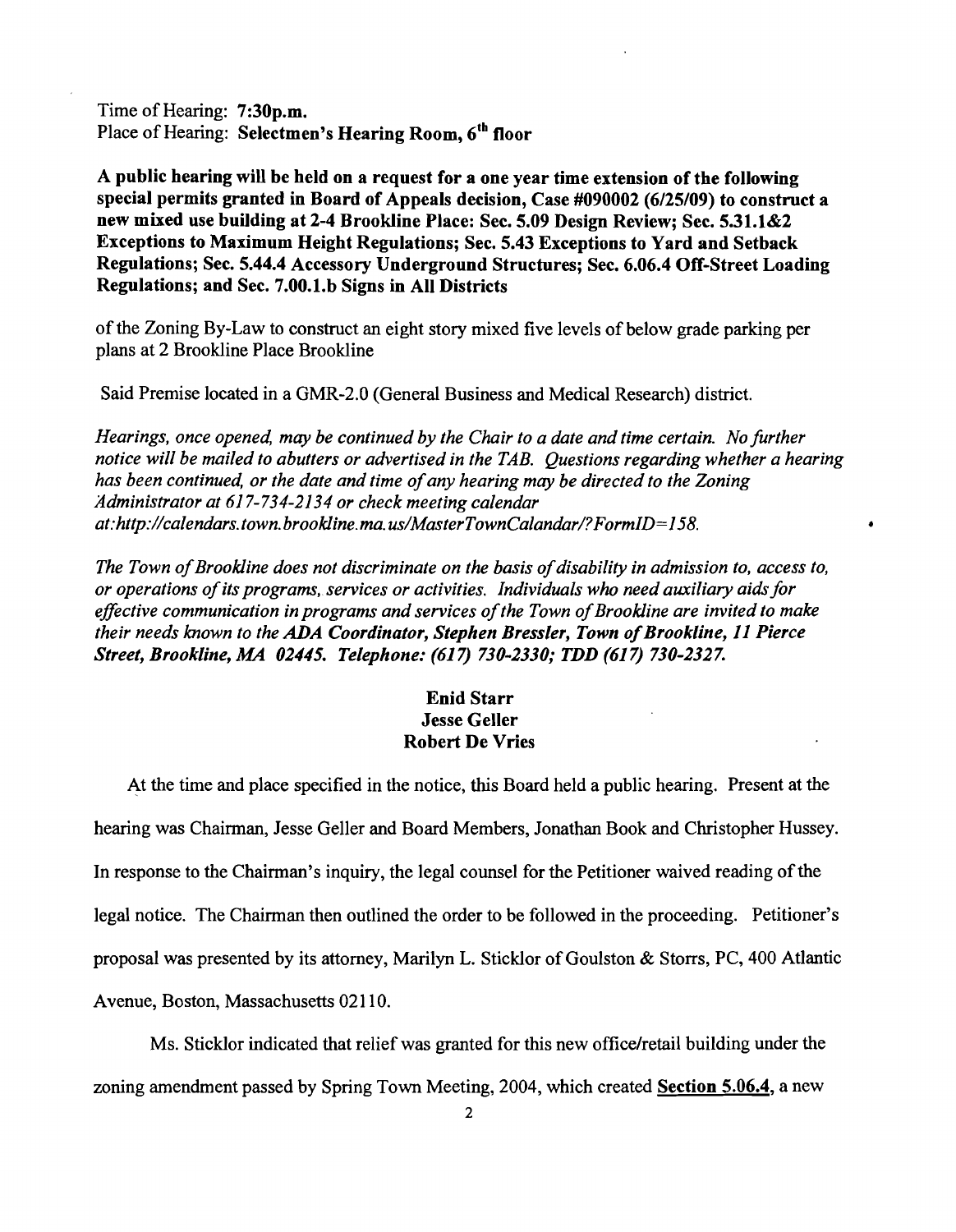Time of Hearing: **7:30p.m.**
Place of Hearing: **Selectmen's Hearing Room, 6th floor**

**A public hearing will be held on a request for a one year time extension of the following special permits granted in Board of Appeals decision, Case #090002 (6/25/09) to construct a new mixed use building at 2-4 Brookline Place: Sec. 5.09 Design Review; Sec. 5.31.1&2 Exceptions to Maximum Height Regulations; Sec. 5.43 Exceptions to Yard and Setback Regulations; Sec. 5.44.4 Accessory Underground Structures; Sec. 6.06.4 Off-Street Loading Regulations; and Sec. 7.00.1.b Signs in All Districts**

of the Zoning By-Law to construct an eight story mixed five levels of below grade parking per plans at 2 Brookline Place Brookline

Said Premise located in a GMR-2.0 (General Business and Medical Research) district.

*Hearings, once opened, may be continued by the Chair to a date and time certain. No further notice will be mailed to abutters or advertised in the TAB. Questions regarding whether a hearing has been continued, or the date and time of any hearing may be directed to the Zoning Administrator at 617-734-2134 or check meeting calendar at:http://calendars.town.brookline.ma.us/MasterTownCalandar/?FormID=158.*

*The Town of Brookline does not discriminate on the basis of disability in admission to, access to, or operations of its programs, services or activities. Individuals who need auxiliary aids for effective communication in programs and services of the Town of Brookline are invited to make their needs known to the* ***ADA Coordinator, Stephen Bressler, Town of Brookline, 11 Pierce Street, Brookline, MA 02445. Telephone: (617) 730-2330; TDD (617) 730-2327.***

**Enid Starr**
**Jesse Geller**
**Robert De Vries**

At the time and place specified in the notice, this Board held a public hearing. Present at the hearing was Chairman, Jesse Geller and Board Members, Jonathan Book and Christopher Hussey. In response to the Chairman's inquiry, the legal counsel for the Petitioner waived reading of the legal notice. The Chairman then outlined the order to be followed in the proceeding. Petitioner's proposal was presented by its attorney, Marilyn L. Sticklor of Goulston & Storrs, PC, 400 Atlantic Avenue, Boston, Massachusetts 02110.

Ms. Sticklor indicated that relief was granted for this new office/retail building under the zoning amendment passed by Spring Town Meeting, 2004, which created **Section 5.06.4**, a new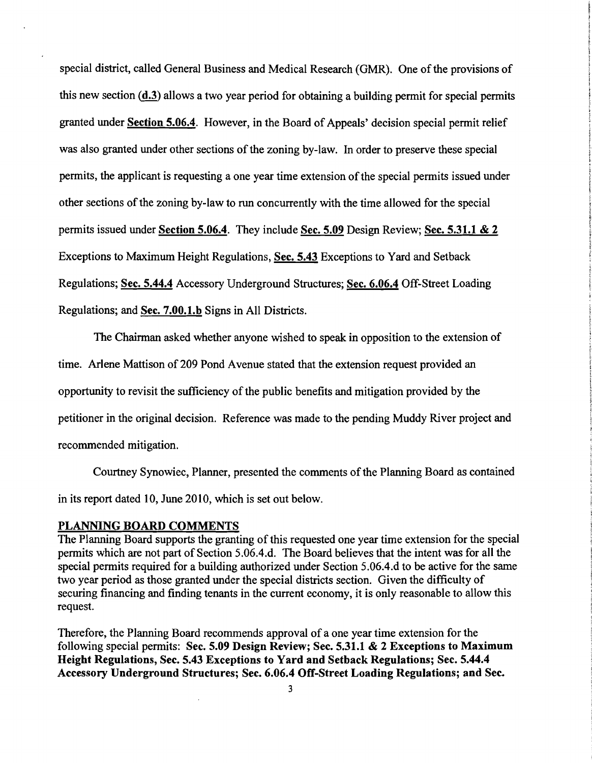special district, called General Business and Medical Research (GMR). One of the provisions of this new section (**d.3**) allows a two year period for obtaining a building permit for special permits granted under **Section 5.06.4**. However, in the Board of Appeals' decision special permit relief was also granted under other sections of the zoning by-law. In order to preserve these special permits, the applicant is requesting a one year time extension of the special permits issued under other sections of the zoning by-law to run concurrently with the time allowed for the special permits issued under **Section 5.06.4**. They include **Sec. 5.09** Design Review; **Sec. 5.31.1 & 2** Exceptions to Maximum Height Regulations, **Sec. 5.43** Exceptions to Yard and Setback Regulations; **Sec. 5.44.4** Accessory Underground Structures; **Sec. 6.06.4** Off-Street Loading Regulations; and **Sec. 7.00.1.b** Signs in All Districts.

The Chairman asked whether anyone wished to speak in opposition to the extension of time. Arlene Mattison of 209 Pond Avenue stated that the extension request provided an opportunity to revisit the sufficiency of the public benefits and mitigation provided by the petitioner in the original decision. Reference was made to the pending Muddy River project and recommended mitigation.

Courtney Synowiec, Planner, presented the comments of the Planning Board as contained in its report dated 10, June 2010, which is set out below.

**PLANNING BOARD COMMENTS**

The Planning Board supports the granting of this requested one year time extension for the special permits which are not part of Section 5.06.4.d. The Board believes that the intent was for all the special permits required for a building authorized under Section 5.06.4.d to be active for the same two year period as those granted under the special districts section. Given the difficulty of securing financing and finding tenants in the current economy, it is only reasonable to allow this request.

Therefore, the Planning Board recommends approval of a one year time extension for the following special permits: **Sec. 5.09 Design Review; Sec. 5.31.1 & 2 Exceptions to Maximum Height Regulations, Sec. 5.43 Exceptions to Yard and Setback Regulations; Sec. 5.44.4 Accessory Underground Structures; Sec. 6.06.4 Off-Street Loading Regulations; and Sec.**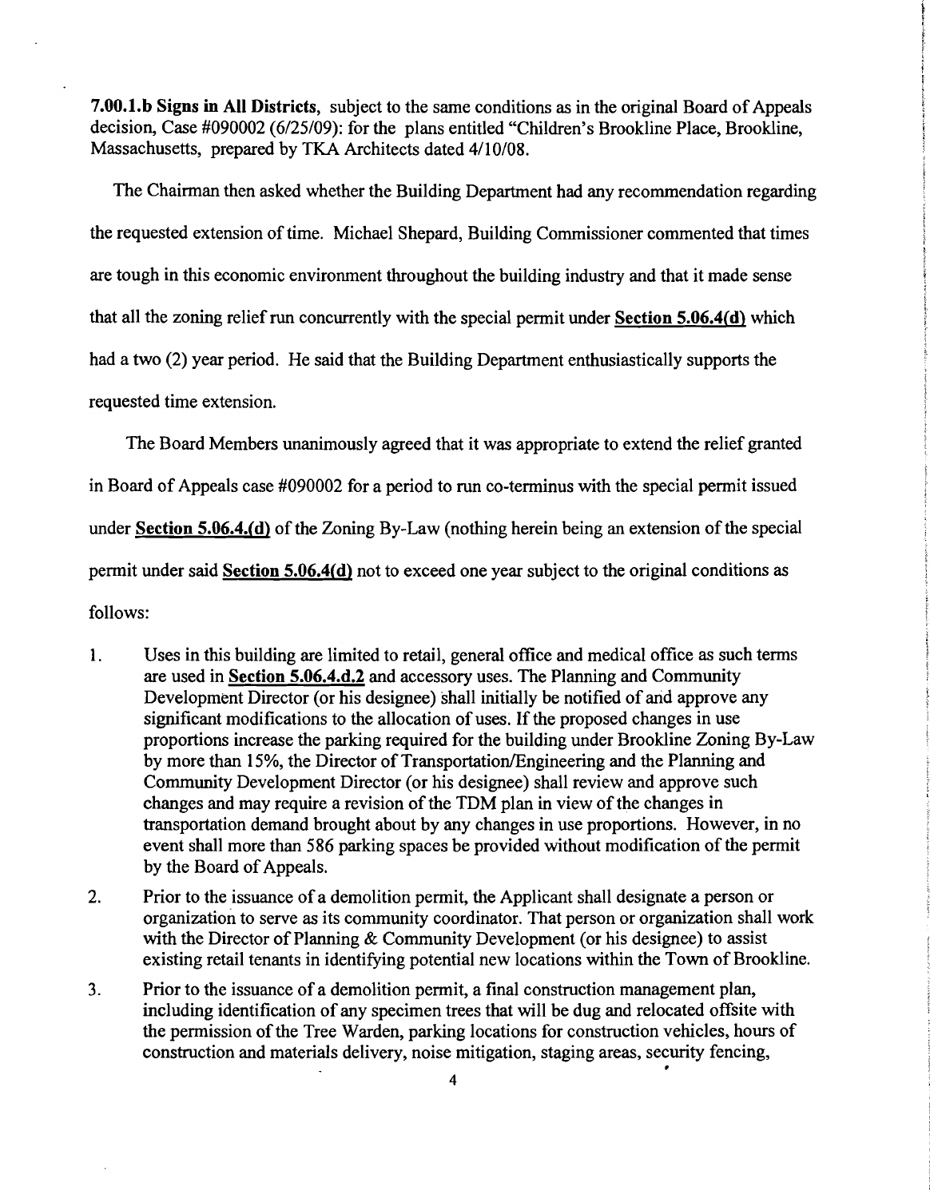**7.00.1.b Signs in All Districts**, subject to the same conditions as in the original Board of Appeals decision, Case #090002 (6/25/09): for the plans entitled "Children's Brookline Place, Brookline, Massachusetts, prepared by TKA Architects dated 4/10/08.

The Chairman then asked whether the Building Department had any recommendation regarding the requested extension of time. Michael Shepard, Building Commissioner commented that times are tough in this economic environment throughout the building industry and that it made sense that all the zoning relief run concurrently with the special permit under **Section 5.06.4(d)** which had a two (2) year period. He said that the Building Department enthusiastically supports the requested time extension.

The Board Members unanimously agreed that it was appropriate to extend the relief granted in Board of Appeals case #090002 for a period to run co-terminus with the special permit issued under **Section 5.06.4.(d)** of the Zoning By-Law (nothing herein being an extension of the special permit under said **Section 5.06.4(d)** not to exceed one year subject to the original conditions as follows:

1. Uses in this building are limited to retail, general office and medical office as such terms are used in **Section 5.06.4.d.2** and accessory uses. The Planning and Community Development Director (or his designee) shall initially be notified of and approve any significant modifications to the allocation of uses. If the proposed changes in use proportions increase the parking required for the building under Brookline Zoning By-Law by more than 15%, the Director of Transportation/Engineering and the Planning and Community Development Director (or his designee) shall review and approve such changes and may require a revision of the TDM plan in view of the changes in transportation demand brought about by any changes in use proportions. However, in no event shall more than 586 parking spaces be provided without modification of the permit by the Board of Appeals.

2. Prior to the issuance of a demolition permit, the Applicant shall designate a person or organization to serve as its community coordinator. That person or organization shall work with the Director of Planning & Community Development (or his designee) to assist existing retail tenants in identifying potential new locations within the Town of Brookline.

3. Prior to the issuance of a demolition permit, a final construction management plan, including identification of any specimen trees that will be dug and relocated offsite with the permission of the Tree Warden, parking locations for construction vehicles, hours of construction and materials delivery, noise mitigation, staging areas, security fencing,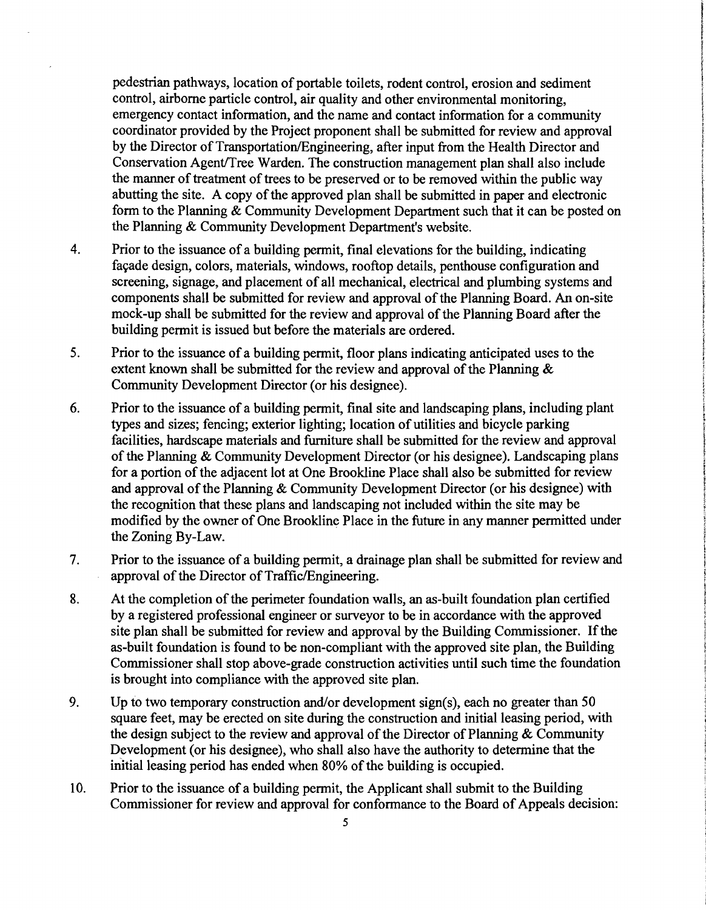pedestrian pathways, location of portable toilets, rodent control, erosion and sediment control, airborne particle control, air quality and other environmental monitoring, emergency contact information, and the name and contact information for a community coordinator provided by the Project proponent shall be submitted for review and approval by the Director of Transportation/Engineering, after input from the Health Director and Conservation Agent/Tree Warden. The construction management plan shall also include the manner of treatment of trees to be preserved or to be removed within the public way abutting the site. A copy of the approved plan shall be submitted in paper and electronic form to the Planning & Community Development Department such that it can be posted on the Planning & Community Development Department's website.

4. Prior to the issuance of a building permit, final elevations for the building, indicating façade design, colors, materials, windows, rooftop details, penthouse configuration and screening, signage, and placement of all mechanical, electrical and plumbing systems and components shall be submitted for review and approval of the Planning Board. An on-site mock-up shall be submitted for the review and approval of the Planning Board after the building permit is issued but before the materials are ordered.

5. Prior to the issuance of a building permit, floor plans indicating anticipated uses to the extent known shall be submitted for the review and approval of the Planning & Community Development Director (or his designee).

6. Prior to the issuance of a building permit, final site and landscaping plans, including plant types and sizes; fencing; exterior lighting; location of utilities and bicycle parking facilities, hardscape materials and furniture shall be submitted for the review and approval of the Planning & Community Development Director (or his designee). Landscaping plans for a portion of the adjacent lot at One Brookline Place shall also be submitted for review and approval of the Planning & Community Development Director (or his designee) with the recognition that these plans and landscaping not included within the site may be modified by the owner of One Brookline Place in the future in any manner permitted under the Zoning By-Law.

7. Prior to the issuance of a building permit, a drainage plan shall be submitted for review and approval of the Director of Traffic/Engineering.

8. At the completion of the perimeter foundation walls, an as-built foundation plan certified by a registered professional engineer or surveyor to be in accordance with the approved site plan shall be submitted for review and approval by the Building Commissioner. If the as-built foundation is found to be non-compliant with the approved site plan, the Building Commissioner shall stop above-grade construction activities until such time the foundation is brought into compliance with the approved site plan.

9. Up to two temporary construction and/or development sign(s), each no greater than 50 square feet, may be erected on site during the construction and initial leasing period, with the design subject to the review and approval of the Director of Planning & Community Development (or his designee), who shall also have the authority to determine that the initial leasing period has ended when 80% of the building is occupied.

10. Prior to the issuance of a building permit, the Applicant shall submit to the Building Commissioner for review and approval for conformance to the Board of Appeals decision: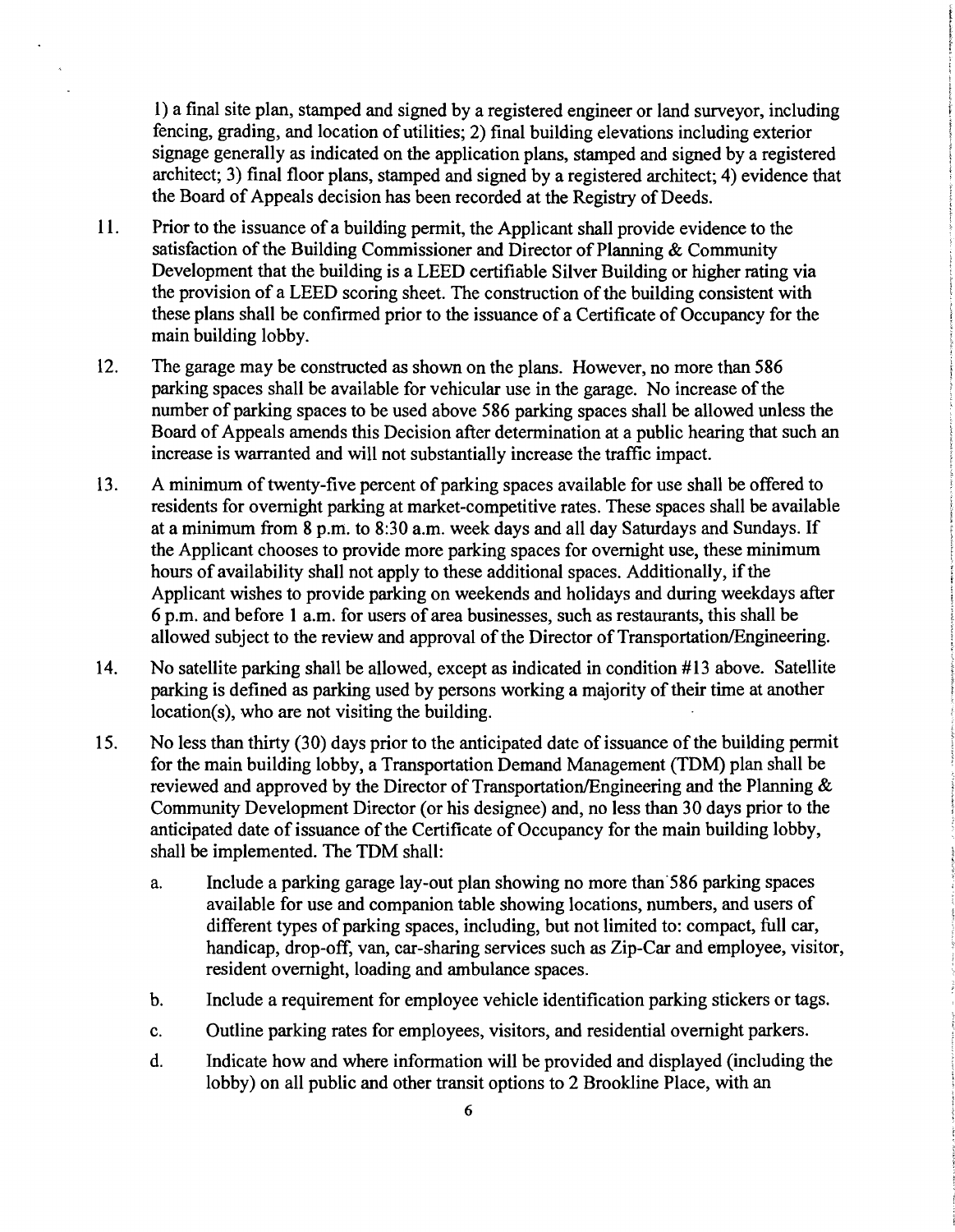1) a final site plan, stamped and signed by a registered engineer or land surveyor, including fencing, grading, and location of utilities; 2) final building elevations including exterior signage generally as indicated on the application plans, stamped and signed by a registered architect; 3) final floor plans, stamped and signed by a registered architect; 4) evidence that the Board of Appeals decision has been recorded at the Registry of Deeds.

11. Prior to the issuance of a building permit, the Applicant shall provide evidence to the satisfaction of the Building Commissioner and Director of Planning & Community Development that the building is a LEED certifiable Silver Building or higher rating via the provision of a LEED scoring sheet. The construction of the building consistent with these plans shall be confirmed prior to the issuance of a Certificate of Occupancy for the main building lobby.

12. The garage may be constructed as shown on the plans. However, no more than 586 parking spaces shall be available for vehicular use in the garage. No increase of the number of parking spaces to be used above 586 parking spaces shall be allowed unless the Board of Appeals amends this Decision after determination at a public hearing that such an increase is warranted and will not substantially increase the traffic impact.

13. A minimum of twenty-five percent of parking spaces available for use shall be offered to residents for overnight parking at market-competitive rates. These spaces shall be available at a minimum from 8 p.m. to 8:30 a.m. week days and all day Saturdays and Sundays. If the Applicant chooses to provide more parking spaces for overnight use, these minimum hours of availability shall not apply to these additional spaces. Additionally, if the Applicant wishes to provide parking on weekends and holidays and during weekdays after 6 p.m. and before 1 a.m. for users of area businesses, such as restaurants, this shall be allowed subject to the review and approval of the Director of Transportation/Engineering.

14. No satellite parking shall be allowed, except as indicated in condition #13 above. Satellite parking is defined as parking used by persons working a majority of their time at another location(s), who are not visiting the building.

15. No less than thirty (30) days prior to the anticipated date of issuance of the building permit for the main building lobby, a Transportation Demand Management (TDM) plan shall be reviewed and approved by the Director of Transportation/Engineering and the Planning & Community Development Director (or his designee) and, no less than 30 days prior to the anticipated date of issuance of the Certificate of Occupancy for the main building lobby, shall be implemented. The TDM shall:

    a. Include a parking garage lay-out plan showing no more than 586 parking spaces available for use and companion table showing locations, numbers, and users of different types of parking spaces, including, but not limited to: compact, full car, handicap, drop-off, van, car-sharing services such as Zip-Car and employee, visitor, resident overnight, loading and ambulance spaces.

    b. Include a requirement for employee vehicle identification parking stickers or tags.

    c. Outline parking rates for employees, visitors, and residential overnight parkers.

    d. Indicate how and where information will be provided and displayed (including the lobby) on all public and other transit options to 2 Brookline Place, with an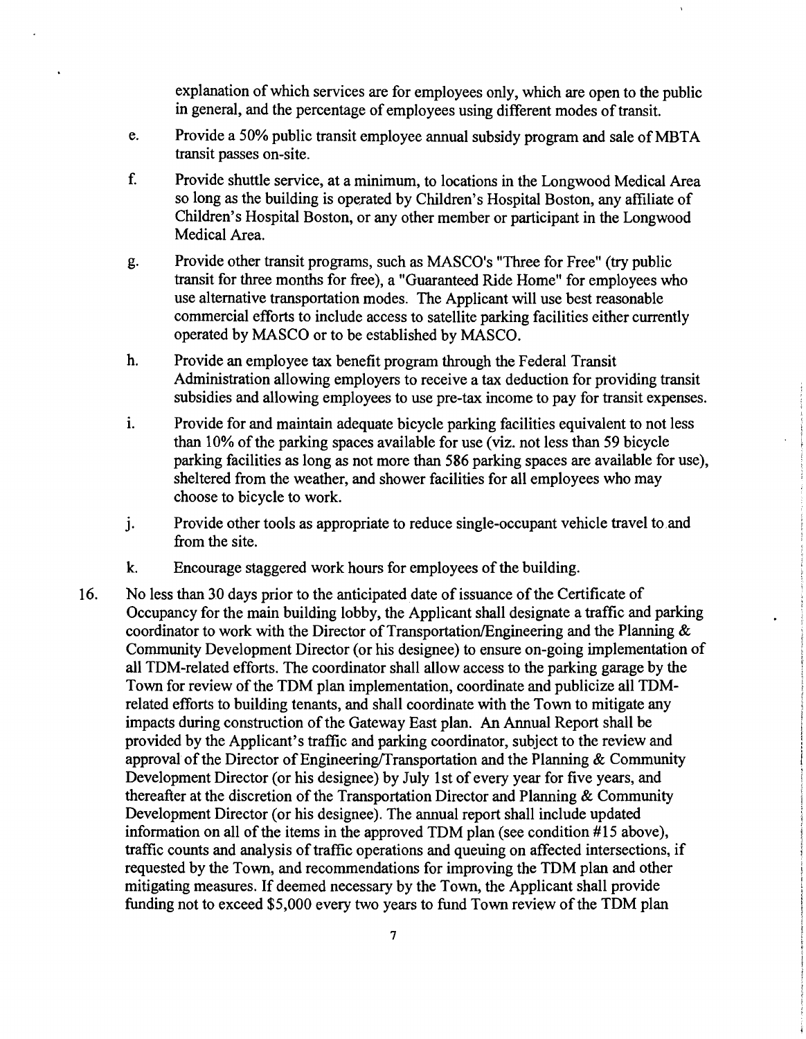explanation of which services are for employees only, which are open to the public in general, and the percentage of employees using different modes of transit.

e. Provide a 50% public transit employee annual subsidy program and sale of MBTA transit passes on-site.

f. Provide shuttle service, at a minimum, to locations in the Longwood Medical Area so long as the building is operated by Children's Hospital Boston, any affiliate of Children's Hospital Boston, or any other member or participant in the Longwood Medical Area.

g. Provide other transit programs, such as MASCO's "Three for Free" (try public transit for three months for free), a "Guaranteed Ride Home" for employees who use alternative transportation modes. The Applicant will use best reasonable commercial efforts to include access to satellite parking facilities either currently operated by MASCO or to be established by MASCO.

h. Provide an employee tax benefit program through the Federal Transit Administration allowing employers to receive a tax deduction for providing transit subsidies and allowing employees to use pre-tax income to pay for transit expenses.

i. Provide for and maintain adequate bicycle parking facilities equivalent to not less than 10% of the parking spaces available for use (viz. not less than 59 bicycle parking facilities as long as not more than 586 parking spaces are available for use), sheltered from the weather, and shower facilities for all employees who may choose to bicycle to work.

j. Provide other tools as appropriate to reduce single-occupant vehicle travel to and from the site.

k. Encourage staggered work hours for employees of the building.

16. No less than 30 days prior to the anticipated date of issuance of the Certificate of Occupancy for the main building lobby, the Applicant shall designate a traffic and parking coordinator to work with the Director of Transportation/Engineering and the Planning & Community Development Director (or his designee) to ensure on-going implementation of all TDM-related efforts. The coordinator shall allow access to the parking garage by the Town for review of the TDM plan implementation, coordinate and publicize all TDM-related efforts to building tenants, and shall coordinate with the Town to mitigate any impacts during construction of the Gateway East plan. An Annual Report shall be provided by the Applicant's traffic and parking coordinator, subject to the review and approval of the Director of Engineering/Transportation and the Planning & Community Development Director (or his designee) by July 1st of every year for five years, and thereafter at the discretion of the Transportation Director and Planning & Community Development Director (or his designee). The annual report shall include updated information on all of the items in the approved TDM plan (see condition #15 above), traffic counts and analysis of traffic operations and queuing on affected intersections, if requested by the Town, and recommendations for improving the TDM plan and other mitigating measures. If deemed necessary by the Town, the Applicant shall provide funding not to exceed $5,000 every two years to fund Town review of the TDM plan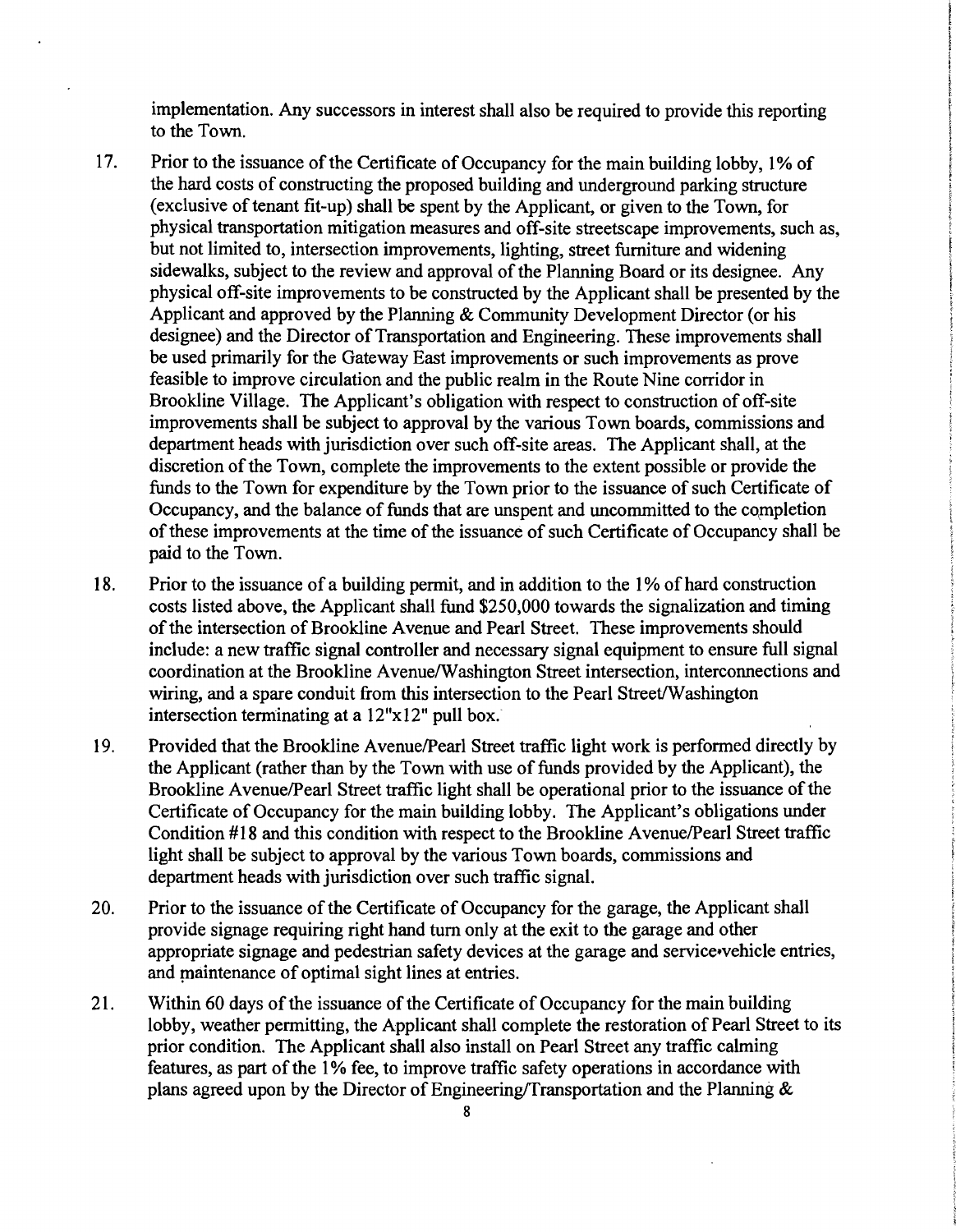implementation. Any successors in interest shall also be required to provide this reporting to the Town.

17. Prior to the issuance of the Certificate of Occupancy for the main building lobby, 1% of the hard costs of constructing the proposed building and underground parking structure (exclusive of tenant fit-up) shall be spent by the Applicant, or given to the Town, for physical transportation mitigation measures and off-site streetscape improvements, such as, but not limited to, intersection improvements, lighting, street furniture and widening sidewalks, subject to the review and approval of the Planning Board or its designee. Any physical off-site improvements to be constructed by the Applicant shall be presented by the Applicant and approved by the Planning & Community Development Director (or his designee) and the Director of Transportation and Engineering. These improvements shall be used primarily for the Gateway East improvements or such improvements as prove feasible to improve circulation and the public realm in the Route Nine corridor in Brookline Village. The Applicant's obligation with respect to construction of off-site improvements shall be subject to approval by the various Town boards, commissions and department heads with jurisdiction over such off-site areas. The Applicant shall, at the discretion of the Town, complete the improvements to the extent possible or provide the funds to the Town for expenditure by the Town prior to the issuance of such Certificate of Occupancy, and the balance of funds that are unspent and uncommitted to the completion of these improvements at the time of the issuance of such Certificate of Occupancy shall be paid to the Town.

18. Prior to the issuance of a building permit, and in addition to the 1% of hard construction costs listed above, the Applicant shall fund $250,000 towards the signalization and timing of the intersection of Brookline Avenue and Pearl Street. These improvements should include: a new traffic signal controller and necessary signal equipment to ensure full signal coordination at the Brookline Avenue/Washington Street intersection, interconnections and wiring, and a spare conduit from this intersection to the Pearl Street/Washington intersection terminating at a 12"x12" pull box.

19. Provided that the Brookline Avenue/Pearl Street traffic light work is performed directly by the Applicant (rather than by the Town with use of funds provided by the Applicant), the Brookline Avenue/Pearl Street traffic light shall be operational prior to the issuance of the Certificate of Occupancy for the main building lobby. The Applicant's obligations under Condition #18 and this condition with respect to the Brookline Avenue/Pearl Street traffic light shall be subject to approval by the various Town boards, commissions and department heads with jurisdiction over such traffic signal.

20. Prior to the issuance of the Certificate of Occupancy for the garage, the Applicant shall provide signage requiring right hand turn only at the exit to the garage and other appropriate signage and pedestrian safety devices at the garage and service-vehicle entries, and maintenance of optimal sight lines at entries.

21. Within 60 days of the issuance of the Certificate of Occupancy for the main building lobby, weather permitting, the Applicant shall complete the restoration of Pearl Street to its prior condition. The Applicant shall also install on Pearl Street any traffic calming features, as part of the 1% fee, to improve traffic safety operations in accordance with plans agreed upon by the Director of Engineering/Transportation and the Planning &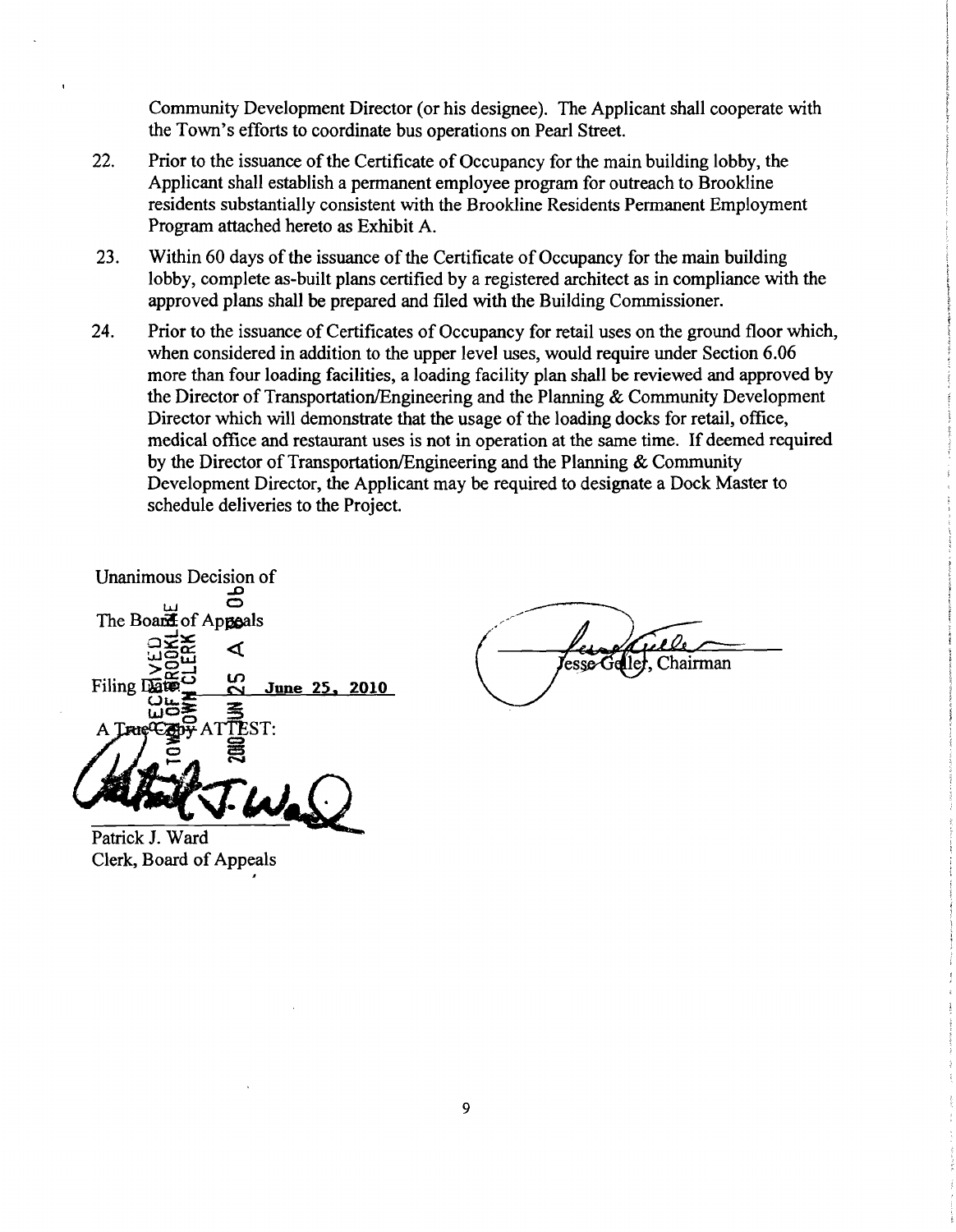Community Development Director (or his designee). The Applicant shall cooperate with the Town's efforts to coordinate bus operations on Pearl Street.

22. Prior to the issuance of the Certificate of Occupancy for the main building lobby, the Applicant shall establish a permanent employee program for outreach to Brookline residents substantially consistent with the Brookline Residents Permanent Employment Program attached hereto as Exhibit A.

23. Within 60 days of the issuance of the Certificate of Occupancy for the main building lobby, complete as-built plans certified by a registered architect as in compliance with the approved plans shall be prepared and filed with the Building Commissioner.

24. Prior to the issuance of Certificates of Occupancy for retail uses on the ground floor which, when considered in addition to the upper level uses, would require under Section 6.06 more than four loading facilities, a loading facility plan shall be reviewed and approved by the Director of Transportation/Engineering and the Planning & Community Development Director which will demonstrate that the usage of the loading docks for retail, office, medical office and restaurant uses is not in operation at the same time. If deemed required by the Director of Transportation/Engineering and the Planning & Community Development Director, the Applicant may be required to designate a Dock Master to schedule deliveries to the Project.

Unanimous Decision of
The Board of Appeals

Filing Date **June 25, 2010**

A True Copy ATTEST:

Patrick J. Ward
Clerk, Board of Appeals

Jesse Geller, Chairman

RECEIVED TOWN OF BROOKLINE TOWN CLERK 2010 JUN 25 A 8:06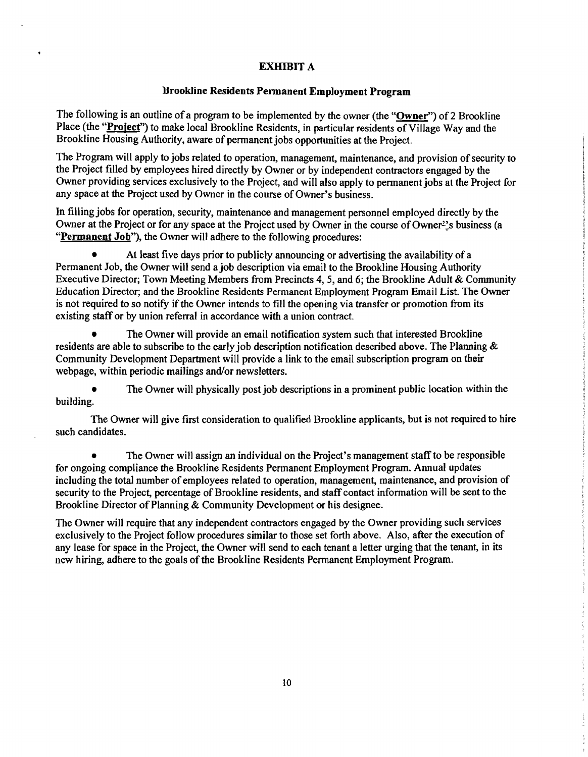# EXHIBIT A

## Brookline Residents Permanent Employment Program

The following is an outline of a program to be implemented by the owner (the "**Owner**") of 2 Brookline Place (the "**Project**") to make local Brookline Residents, in particular residents of Village Way and the Brookline Housing Authority, aware of permanent jobs opportunities at the Project.

The Program will apply to jobs related to operation, management, maintenance, and provision of security to the Project filled by employees hired directly by Owner or by independent contractors engaged by the Owner providing services exclusively to the Project, and will also apply to permanent jobs at the Project for any space at the Project used by Owner in the course of Owner's business.

In filling jobs for operation, security, maintenance and management personnel employed directly by the Owner at the Project or for any space at the Project used by Owner in the course of Owner's business (a "**Permanent Job**"), the Owner will adhere to the following procedures:

- At least five days prior to publicly announcing or advertising the availability of a Permanent Job, the Owner will send a job description via email to the Brookline Housing Authority Executive Director; Town Meeting Members from Precincts 4, 5, and 6; the Brookline Adult & Community Education Director; and the Brookline Residents Permanent Employment Program Email List. The Owner is not required to so notify if the Owner intends to fill the opening via transfer or promotion from its existing staff or by union referral in accordance with a union contract.

- The Owner will provide an email notification system such that interested Brookline residents are able to subscribe to the early job description notification described above. The Planning & Community Development Department will provide a link to the email subscription program on their webpage, within periodic mailings and/or newsletters.

- The Owner will physically post job descriptions in a prominent public location within the building.

The Owner will give first consideration to qualified Brookline applicants, but is not required to hire such candidates.

- The Owner will assign an individual on the Project's management staff to be responsible for ongoing compliance the Brookline Residents Permanent Employment Program. Annual updates including the total number of employees related to operation, management, maintenance, and provision of security to the Project, percentage of Brookline residents, and staff contact information will be sent to the Brookline Director of Planning & Community Development or his designee.

The Owner will require that any independent contractors engaged by the Owner providing such services exclusively to the Project follow procedures similar to those set forth above. Also, after the execution of any lease for space in the Project, the Owner will send to each tenant a letter urging that the tenant, in its new hiring, adhere to the goals of the Brookline Residents Permanent Employment Program.